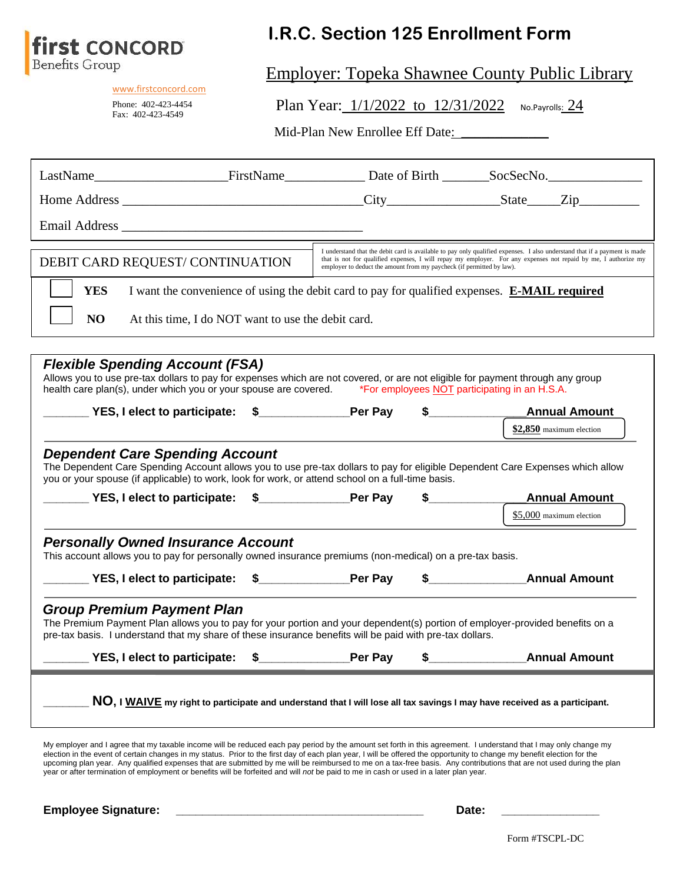**first CONCORD** Benefits Group

www.firstconcord.com

Phone: 402-423-4454
Fax: 402-423-4549

# I.R.C. Section 125 Enrollment Form

Employer: Topeka Shawnee County Public Library

Plan Year: 1/1/2022 to 12/31/2022 No.Payrolls: 24

Mid-Plan New Enrollee Eff Date: ____________

LastName__________________ FirstName___________ Date of Birth ______ SocSecNo.______________

Home Address ________________________________ City________________ State_____ Zip_________

Email Address ________________________________

DEBIT CARD REQUEST/ CONTINUATION

I understand that the debit card is available to pay only qualified expenses. I also understand that if a payment is made that is not for qualified expenses, I will repay my employer. For any expenses not repaid by me, I authorize my employer to deduct the amount from my paycheck (if permitted by law).

☐ **YES** I want the convenience of using the debit card to pay for qualified expenses. **E-MAIL required**

☐ **NO** At this time, I do NOT want to use the debit card.

## *Flexible Spending Account (FSA)*

Allows you to use pre-tax dollars to pay for expenses which are not covered, or are not eligible for payment through any group health care plan(s), under which you or your spouse are covered. *For employees NOT participating in an H.S.A.

_______ **YES, I elect to participate: $______________ Per Pay $______________ Annual Amount**

**$2,850** maximum election

## *Dependent Care Spending Account*

The Dependent Care Spending Account allows you to use pre-tax dollars to pay for eligible Dependent Care Expenses which allow you or your spouse (if applicable) to work, look for work, or attend school on a full-time basis.

_______ **YES, I elect to participate: $______________ Per Pay $______________ Annual Amount**

$5,000 maximum election

## *Personally Owned Insurance Account*

This account allows you to pay for personally owned insurance premiums (non-medical) on a pre-tax basis.

_______ **YES, I elect to participate: $______________ Per Pay $______________ Annual Amount**

## *Group Premium Payment Plan*

The Premium Payment Plan allows you to pay for your portion and your dependent(s) portion of employer-provided benefits on a pre-tax basis. I understand that my share of these insurance benefits will be paid with pre-tax dollars.

_______ **YES, I elect to participate: $______________ Per Pay $______________ Annual Amount**

_______ **NO, I WAIVE my right to participate and understand that I will lose all tax savings I may have received as a participant.**

My employer and I agree that my taxable income will be reduced each pay period by the amount set forth in this agreement. I understand that I may only change my election in the event of certain changes in my status. Prior to the first day of each plan year, I will be offered the opportunity to change my benefit election for the upcoming plan year. Any qualified expenses that are submitted by me will be reimbursed to me on a tax-free basis. Any contributions that are not used during the plan year or after termination of employment or benefits will be forfeited and will *not* be paid to me in cash or used in a later plan year.

**Employee Signature:** ________________________________ **Date:** ______________

Form #TSCPL-DC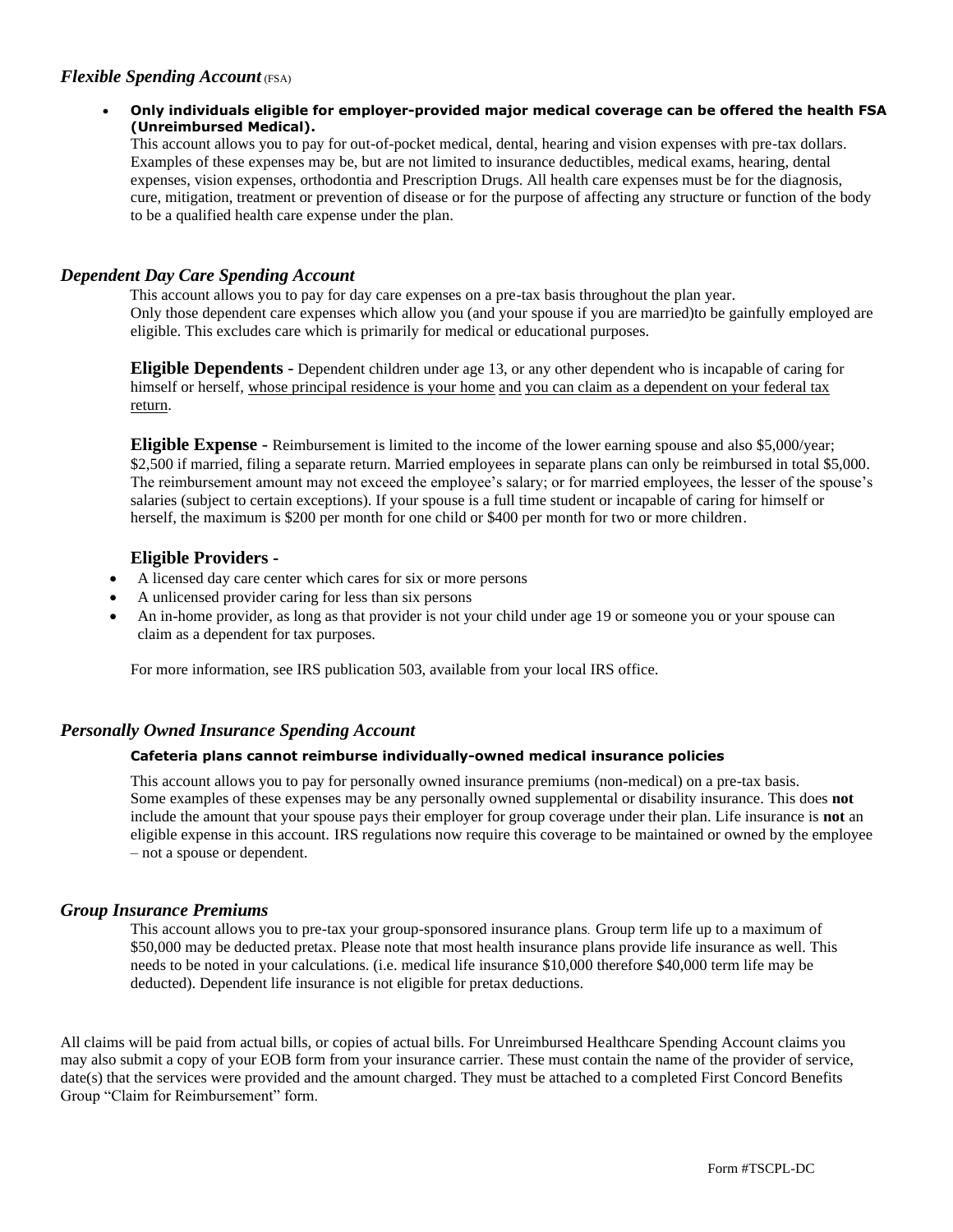## *Flexible Spending Account* (FSA)

- **Only individuals eligible for employer-provided major medical coverage can be offered the health FSA (Unreimbursed Medical).**

This account allows you to pay for out-of-pocket medical, dental, hearing and vision expenses with pre-tax dollars. Examples of these expenses may be, but are not limited to insurance deductibles, medical exams, hearing, dental expenses, vision expenses, orthodontia and Prescription Drugs. All health care expenses must be for the diagnosis, cure, mitigation, treatment or prevention of disease or for the purpose of affecting any structure or function of the body to be a qualified health care expense under the plan.

## *Dependent Day Care Spending Account*

This account allows you to pay for day care expenses on a pre-tax basis throughout the plan year. Only those dependent care expenses which allow you (and your spouse if you are married)to be gainfully employed are eligible. This excludes care which is primarily for medical or educational purposes.

**Eligible Dependents** - Dependent children under age 13, or any other dependent who is incapable of caring for himself or herself, whose principal residence is your home and you can claim as a dependent on your federal tax return.

**Eligible Expense** - Reimbursement is limited to the income of the lower earning spouse and also $5,000/year; $2,500 if married, filing a separate return. Married employees in separate plans can only be reimbursed in total $5,000. The reimbursement amount may not exceed the employee's salary; or for married employees, the lesser of the spouse's salaries (subject to certain exceptions). If your spouse is a full time student or incapable of caring for himself or herself, the maximum is $200 per month for one child or $400 per month for two or more children.

**Eligible Providers -**

- A licensed day care center which cares for six or more persons
- A unlicensed provider caring for less than six persons
- An in-home provider, as long as that provider is not your child under age 19 or someone you or your spouse can claim as a dependent for tax purposes.

For more information, see IRS publication 503, available from your local IRS office.

## *Personally Owned Insurance Spending Account*

**Cafeteria plans cannot reimburse individually-owned medical insurance policies**

This account allows you to pay for personally owned insurance premiums (non-medical) on a pre-tax basis. Some examples of these expenses may be any personally owned supplemental or disability insurance. This does **not** include the amount that your spouse pays their employer for group coverage under their plan. Life insurance is **not** an eligible expense in this account. IRS regulations now require this coverage to be maintained or owned by the employee – not a spouse or dependent.

## *Group Insurance Premiums*

This account allows you to pre-tax your group-sponsored insurance plans. Group term life up to a maximum of $50,000 may be deducted pretax. Please note that most health insurance plans provide life insurance as well. This needs to be noted in your calculations. (i.e. medical life insurance $10,000 therefore $40,000 term life may be deducted). Dependent life insurance is not eligible for pretax deductions.

All claims will be paid from actual bills, or copies of actual bills. For Unreimbursed Healthcare Spending Account claims you may also submit a copy of your EOB form from your insurance carrier. These must contain the name of the provider of service, date(s) that the services were provided and the amount charged. They must be attached to a completed First Concord Benefits Group "Claim for Reimbursement" form.

Form #TSCPL-DC